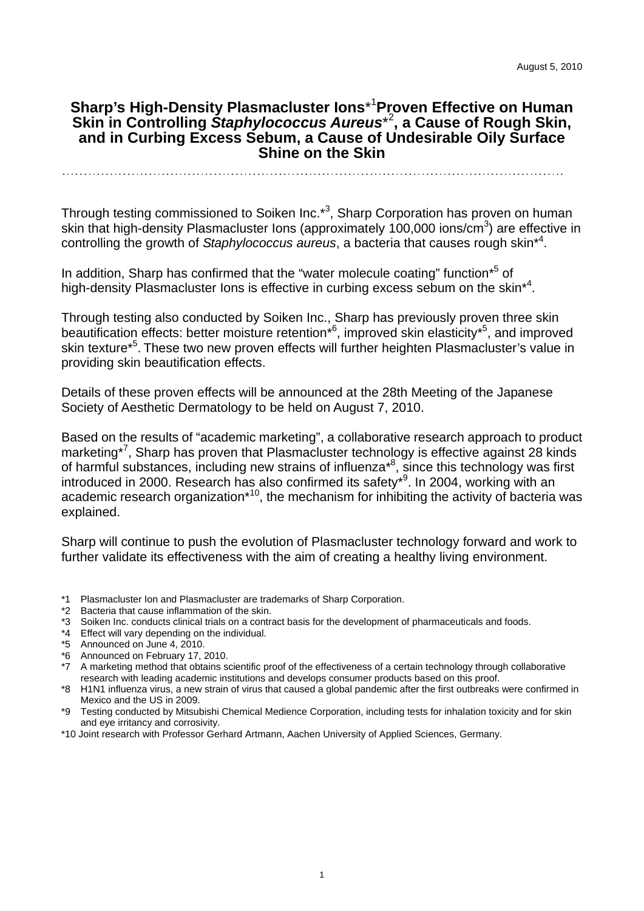August 5, 2010

# Sharp's High-Density Plasmacluster Ions*[1] Proven Effective on Human Skin in Controlling *Staphylococcus Aureus**[2], a Cause of Rough Skin, and in Curbing Excess Sebum, a Cause of Undesirable Oily Surface Shine on the Skin

Through testing commissioned to Soiken Inc.*[3], Sharp Corporation has proven on human skin that high-density Plasmacluster Ions (approximately 100,000 ions/$cm^3$) are effective in controlling the growth of *Staphylococcus aureus*, a bacteria that causes rough skin*[4].

In addition, Sharp has confirmed that the "water molecule coating" function*[5] of high-density Plasmacluster Ions is effective in curbing excess sebum on the skin*[4].

Through testing also conducted by Soiken Inc., Sharp has previously proven three skin beautification effects: better moisture retention*[6], improved skin elasticity*[5], and improved skin texture*[5]. These two new proven effects will further heighten Plasmacluster's value in providing skin beautification effects.

Details of these proven effects will be announced at the 28th Meeting of the Japanese Society of Aesthetic Dermatology to be held on August 7, 2010.

Based on the results of "academic marketing", a collaborative research approach to product marketing*[7], Sharp has proven that Plasmacluster technology is effective against 28 kinds of harmful substances, including new strains of influenza*[8], since this technology was first introduced in 2000. Research has also confirmed its safety*[9]. In 2004, working with an academic research organization*[10], the mechanism for inhibiting the activity of bacteria was explained.

Sharp will continue to push the evolution of Plasmacluster technology forward and work to further validate its effectiveness with the aim of creating a healthy living environment.

*1 Plasmacluster Ion and Plasmacluster are trademarks of Sharp Corporation.
*2 Bacteria that cause inflammation of the skin.
*3 Soiken Inc. conducts clinical trials on a contract basis for the development of pharmaceuticals and foods.
*4 Effect will vary depending on the individual.
*5 Announced on June 4, 2010.
*6 Announced on February 17, 2010.
*7 A marketing method that obtains scientific proof of the effectiveness of a certain technology through collaborative research with leading academic institutions and develops consumer products based on this proof.
*8 H1N1 influenza virus, a new strain of virus that caused a global pandemic after the first outbreaks were confirmed in Mexico and the US in 2009.
*9 Testing conducted by Mitsubishi Chemical Medience Corporation, including tests for inhalation toxicity and for skin and eye irritancy and corrosivity.
*10 Joint research with Professor Gerhard Artmann, Aachen University of Applied Sciences, Germany.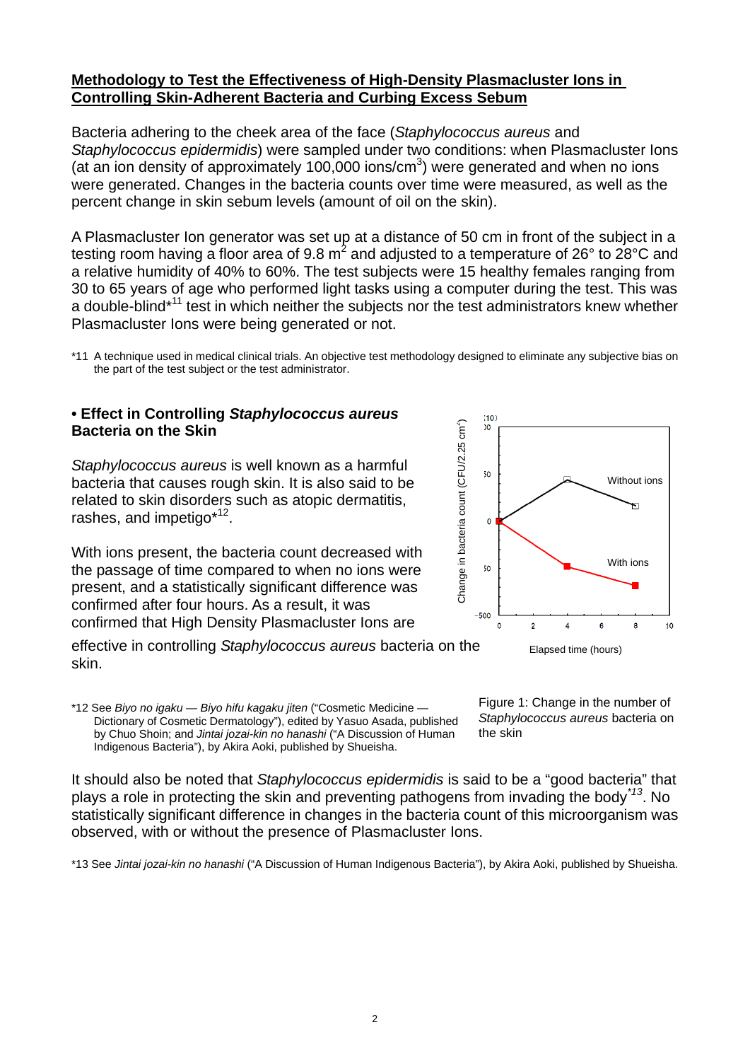## Methodology to Test the Effectiveness of High-Density Plasmacluster Ions in Controlling Skin-Adherent Bacteria and Curbing Excess Sebum

Bacteria adhering to the cheek area of the face (*Staphylococcus aureus* and *Staphylococcus epidermidis*) were sampled under two conditions: when Plasmacluster Ions (at an ion density of approximately 100,000 ions/$cm^3$) were generated and when no ions were generated. Changes in the bacteria counts over time were measured, as well as the percent change in skin sebum levels (amount of oil on the skin).

A Plasmacluster Ion generator was set up at a distance of 50 cm in front of the subject in a testing room having a floor area of 9.8 $m^2$ and adjusted to a temperature of 26° to 28°C and a relative humidity of 40% to 60%. The test subjects were 15 healthy females ranging from 30 to 65 years of age who performed light tasks using a computer during the test. This was a double-blind*[11] test in which neither the subjects nor the test administrators knew whether Plasmacluster Ions were being generated or not.

*11 A technique used in medical clinical trials. An objective test methodology designed to eliminate any subjective bias on the part of the test subject or the test administrator.

### • Effect in Controlling *Staphylococcus aureus* Bacteria on the Skin

*Staphylococcus aureus* is well known as a harmful bacteria that causes rough skin. It is also said to be related to skin disorders such as atopic dermatitis, rashes, and impetigo*[12].

With ions present, the bacteria count decreased with the passage of time compared to when no ions were present, and a statistically significant difference was confirmed after four hours. As a result, it was confirmed that High Density Plasmacluster Ions are effective in controlling *Staphylococcus aureus* bacteria on the skin.

Figure 1: Change in the number of *Staphylococcus aureus* bacteria on the skin

*12 See *Biyo no igaku — Biyo hifu kagaku jiten* ("Cosmetic Medicine — Dictionary of Cosmetic Dermatology"), edited by Yasuo Asada, published by Chuo Shoin; and *Jintai jozai-kin no hanashi* ("A Discussion of Human Indigenous Bacteria"), by Akira Aoki, published by Shueisha.

It should also be noted that *Staphylococcus epidermidis* is said to be a "good bacteria" that plays a role in protecting the skin and preventing pathogens from invading the body*[13]. No statistically significant difference in changes in the bacteria count of this microorganism was observed, with or without the presence of Plasmacluster Ions.

*13 See *Jintai jozai-kin no hanashi* ("A Discussion of Human Indigenous Bacteria"), by Akira Aoki, published by Shueisha.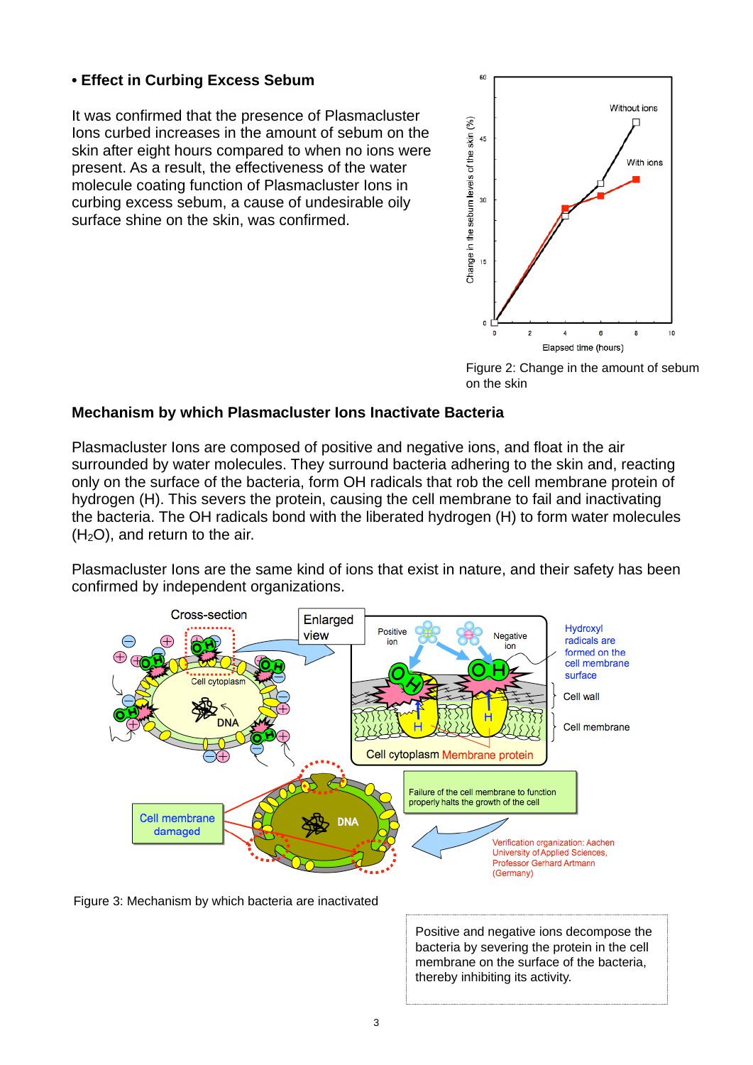## • Effect in Curbing Excess Sebum

It was confirmed that the presence of Plasmacluster Ions curbed increases in the amount of sebum on the skin after eight hours compared to when no ions were present. As a result, the effectiveness of the water molecule coating function of Plasmacluster Ions in curbing excess sebum, a cause of undesirable oily surface shine on the skin, was confirmed.

Figure 2: Change in the amount of sebum on the skin

## Mechanism by which Plasmacluster Ions Inactivate Bacteria

Plasmacluster Ions are composed of positive and negative ions, and float in the air surrounded by water molecules. They surround bacteria adhering to the skin and, reacting only on the surface of the bacteria, form OH radicals that rob the cell membrane protein of hydrogen (H). This severs the protein, causing the cell membrane to fail and inactivating the bacteria. The OH radicals bond with the liberated hydrogen (H) to form water molecules ($H_2O$), and return to the air.

Plasmacluster Ions are the same kind of ions that exist in nature, and their safety has been confirmed by independent organizations.

Figure 3: Mechanism by which bacteria are inactivated

Positive and negative ions decompose the bacteria by severing the protein in the cell membrane on the surface of the bacteria, thereby inhibiting its activity.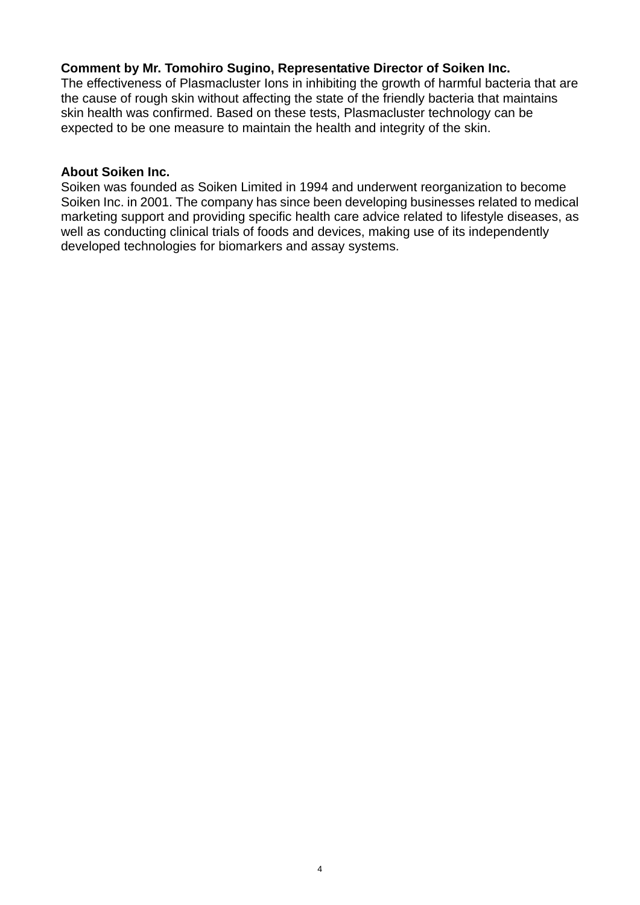**Comment by Mr. Tomohiro Sugino, Representative Director of Soiken Inc.**

The effectiveness of Plasmacluster Ions in inhibiting the growth of harmful bacteria that are the cause of rough skin without affecting the state of the friendly bacteria that maintains skin health was confirmed. Based on these tests, Plasmacluster technology can be expected to be one measure to maintain the health and integrity of the skin.

**About Soiken Inc.**

Soiken was founded as Soiken Limited in 1994 and underwent reorganization to become Soiken Inc. in 2001. The company has since been developing businesses related to medical marketing support and providing specific health care advice related to lifestyle diseases, as well as conducting clinical trials of foods and devices, making use of its independently developed technologies for biomarkers and assay systems.